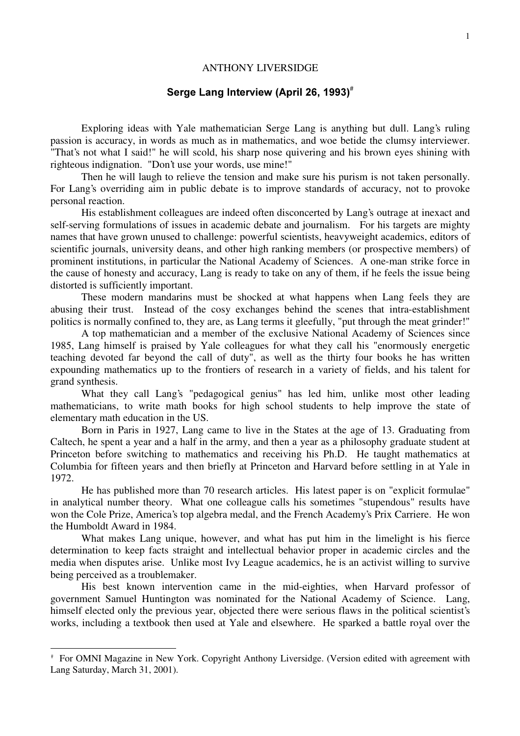ANTHONY LIVERSIDGE

## Serge Lang Interview (April 26, 1993)[#]

Exploring ideas with Yale mathematician Serge Lang is anything but dull. Lang's ruling passion is accuracy, in words as much as in mathematics, and woe betide the clumsy interviewer. "That's not what I said!" he will scold, his sharp nose quivering and his brown eyes shining with righteous indignation. "Don't use your words, use mine!"

Then he will laugh to relieve the tension and make sure his purism is not taken personally. For Lang's overriding aim in public debate is to improve standards of accuracy, not to provoke personal reaction.

His establishment colleagues are indeed often disconcerted by Lang's outrage at inexact and self-serving formulations of issues in academic debate and journalism. For his targets are mighty names that have grown unused to challenge: powerful scientists, heavyweight academics, editors of scientific journals, university deans, and other high ranking members (or prospective members) of prominent institutions, in particular the National Academy of Sciences. A one-man strike force in the cause of honesty and accuracy, Lang is ready to take on any of them, if he feels the issue being distorted is sufficiently important.

These modern mandarins must be shocked at what happens when Lang feels they are abusing their trust. Instead of the cosy exchanges behind the scenes that intra-establishment politics is normally confined to, they are, as Lang terms it gleefully, "put through the meat grinder!"

A top mathematician and a member of the exclusive National Academy of Sciences since 1985, Lang himself is praised by Yale colleagues for what they call his "enormously energetic teaching devoted far beyond the call of duty", as well as the thirty four books he has written expounding mathematics up to the frontiers of research in a variety of fields, and his talent for grand synthesis.

What they call Lang's "pedagogical genius" has led him, unlike most other leading mathematicians, to write math books for high school students to help improve the state of elementary math education in the US.

Born in Paris in 1927, Lang came to live in the States at the age of 13. Graduating from Caltech, he spent a year and a half in the army, and then a year as a philosophy graduate student at Princeton before switching to mathematics and receiving his Ph.D. He taught mathematics at Columbia for fifteen years and then briefly at Princeton and Harvard before settling in at Yale in 1972.

He has published more than 70 research articles. His latest paper is on "explicit formulae" in analytical number theory. What one colleague calls his sometimes "stupendous" results have won the Cole Prize, America's top algebra medal, and the French Academy's Prix Carriere. He won the Humboldt Award in 1984.

What makes Lang unique, however, and what has put him in the limelight is his fierce determination to keep facts straight and intellectual behavior proper in academic circles and the media when disputes arise. Unlike most Ivy League academics, he is an activist willing to survive being perceived as a troublemaker.

His best known intervention came in the mid-eighties, when Harvard professor of government Samuel Huntington was nominated for the National Academy of Science. Lang, himself elected only the previous year, objected there were serious flaws in the political scientist's works, including a textbook then used at Yale and elsewhere. He sparked a battle royal over the

---

[#] For OMNI Magazine in New York. Copyright Anthony Liversidge. (Version edited with agreement with Lang Saturday, March 31, 2001).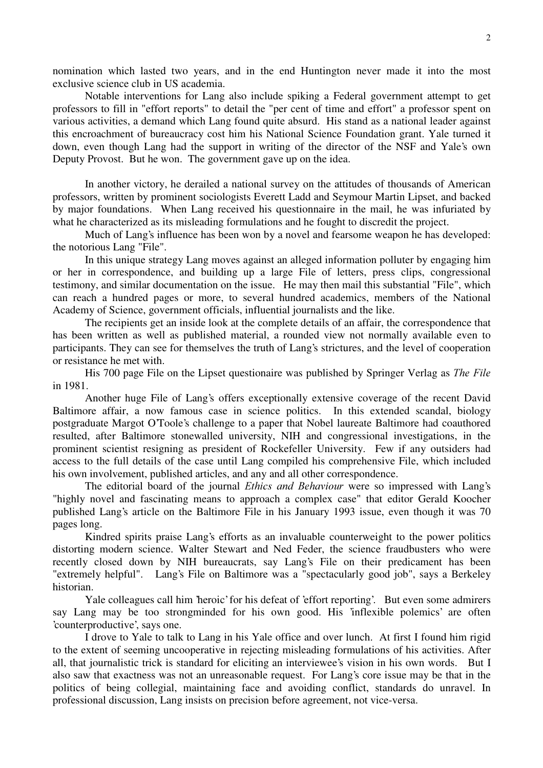nomination which lasted two years, and in the end Huntington never made it into the most exclusive science club in US academia.

Notable interventions for Lang also include spiking a Federal government attempt to get professors to fill in "effort reports" to detail the "per cent of time and effort" a professor spent on various activities, a demand which Lang found quite absurd. His stand as a national leader against this encroachment of bureaucracy cost him his National Science Foundation grant. Yale turned it down, even though Lang had the support in writing of the director of the NSF and Yale's own Deputy Provost. But he won. The government gave up on the idea.

In another victory, he derailed a national survey on the attitudes of thousands of American professors, written by prominent sociologists Everett Ladd and Seymour Martin Lipset, and backed by major foundations. When Lang received his questionnaire in the mail, he was infuriated by what he characterized as its misleading formulations and he fought to discredit the project.

Much of Lang's influence has been won by a novel and fearsome weapon he has developed: the notorious Lang "File".

In this unique strategy Lang moves against an alleged information polluter by engaging him or her in correspondence, and building up a large File of letters, press clips, congressional testimony, and similar documentation on the issue. He may then mail this substantial "File", which can reach a hundred pages or more, to several hundred academics, members of the National Academy of Science, government officials, influential journalists and the like.

The recipients get an inside look at the complete details of an affair, the correspondence that has been written as well as published material, a rounded view not normally available even to participants. They can see for themselves the truth of Lang's strictures, and the level of cooperation or resistance he met with.

His 700 page File on the Lipset questionaire was published by Springer Verlag as *The File* in 1981.

Another huge File of Lang's offers exceptionally extensive coverage of the recent David Baltimore affair, a now famous case in science politics. In this extended scandal, biology postgraduate Margot O'Toole's challenge to a paper that Nobel laureate Baltimore had coauthored resulted, after Baltimore stonewalled university, NIH and congressional investigations, in the prominent scientist resigning as president of Rockefeller University. Few if any outsiders had access to the full details of the case until Lang compiled his comprehensive File, which included his own involvement, published articles, and any and all other correspondence.

The editorial board of the journal *Ethics and Behaviour* were so impressed with Lang's "highly novel and fascinating means to approach a complex case" that editor Gerald Koocher published Lang's article on the Baltimore File in his January 1993 issue, even though it was 70 pages long.

Kindred spirits praise Lang's efforts as an invaluable counterweight to the power politics distorting modern science. Walter Stewart and Ned Feder, the science fraudbusters who were recently closed down by NIH bureaucrats, say Lang's File on their predicament has been "extremely helpful". Lang's File on Baltimore was a "spectacularly good job", says a Berkeley historian.

Yale colleagues call him 'heroic' for his defeat of 'effort reporting'. But even some admirers say Lang may be too strongminded for his own good. His 'inflexible polemics' are often 'counterproductive', says one.

I drove to Yale to talk to Lang in his Yale office and over lunch. At first I found him rigid to the extent of seeming uncooperative in rejecting misleading formulations of his activities. After all, that journalistic trick is standard for eliciting an interviewee's vision in his own words. But I also saw that exactness was not an unreasonable request. For Lang's core issue may be that in the politics of being collegial, maintaining face and avoiding conflict, standards do unravel. In professional discussion, Lang insists on precision before agreement, not vice-versa.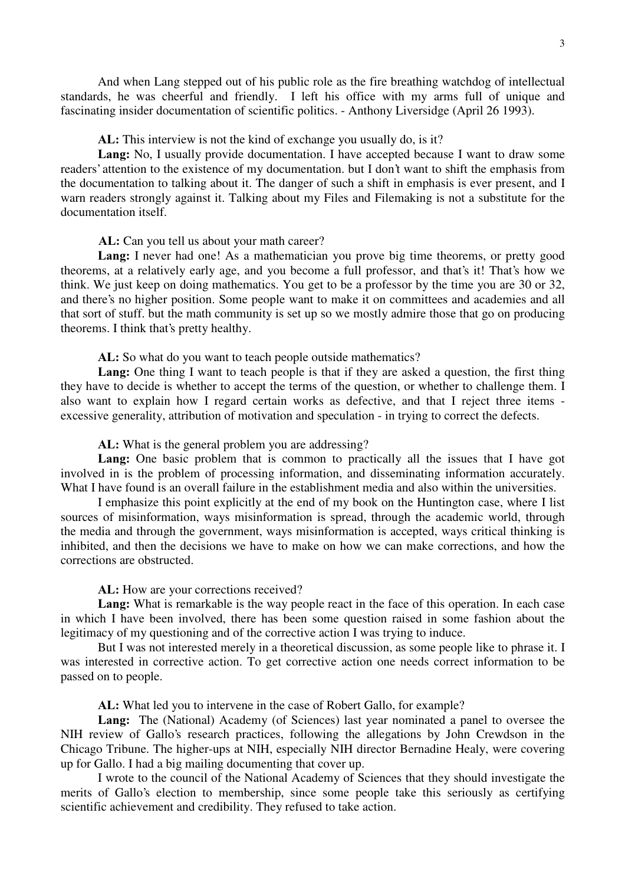And when Lang stepped out of his public role as the fire breathing watchdog of intellectual standards, he was cheerful and friendly. I left his office with my arms full of unique and fascinating insider documentation of scientific politics. - Anthony Liversidge (April 26 1993).

**AL:** This interview is not the kind of exchange you usually do, is it?

**Lang:** No, I usually provide documentation. I have accepted because I want to draw some readers' attention to the existence of my documentation. but I don't want to shift the emphasis from the documentation to talking about it. The danger of such a shift in emphasis is ever present, and I warn readers strongly against it. Talking about my Files and Filemaking is not a substitute for the documentation itself.

**AL:** Can you tell us about your math career?

**Lang:** I never had one! As a mathematician you prove big time theorems, or pretty good theorems, at a relatively early age, and you become a full professor, and that's it! That's how we think. We just keep on doing mathematics. You get to be a professor by the time you are 30 or 32, and there's no higher position. Some people want to make it on committees and academies and all that sort of stuff. but the math community is set up so we mostly admire those that go on producing theorems. I think that's pretty healthy.

**AL:** So what do you want to teach people outside mathematics?

**Lang:** One thing I want to teach people is that if they are asked a question, the first thing they have to decide is whether to accept the terms of the question, or whether to challenge them. I also want to explain how I regard certain works as defective, and that I reject three items - excessive generality, attribution of motivation and speculation - in trying to correct the defects.

**AL:** What is the general problem you are addressing?

**Lang:** One basic problem that is common to practically all the issues that I have got involved in is the problem of processing information, and disseminating information accurately. What I have found is an overall failure in the establishment media and also within the universities.

I emphasize this point explicitly at the end of my book on the Huntington case, where I list sources of misinformation, ways misinformation is spread, through the academic world, through the media and through the government, ways misinformation is accepted, ways critical thinking is inhibited, and then the decisions we have to make on how we can make corrections, and how the corrections are obstructed.

**AL:** How are your corrections received?

**Lang:** What is remarkable is the way people react in the face of this operation. In each case in which I have been involved, there has been some question raised in some fashion about the legitimacy of my questioning and of the corrective action I was trying to induce.

But I was not interested merely in a theoretical discussion, as some people like to phrase it. I was interested in corrective action. To get corrective action one needs correct information to be passed on to people.

**AL:** What led you to intervene in the case of Robert Gallo, for example?

**Lang:** The (National) Academy (of Sciences) last year nominated a panel to oversee the NIH review of Gallo's research practices, following the allegations by John Crewdson in the Chicago Tribune. The higher-ups at NIH, especially NIH director Bernadine Healy, were covering up for Gallo. I had a big mailing documenting that cover up.

I wrote to the council of the National Academy of Sciences that they should investigate the merits of Gallo's election to membership, since some people take this seriously as certifying scientific achievement and credibility. They refused to take action.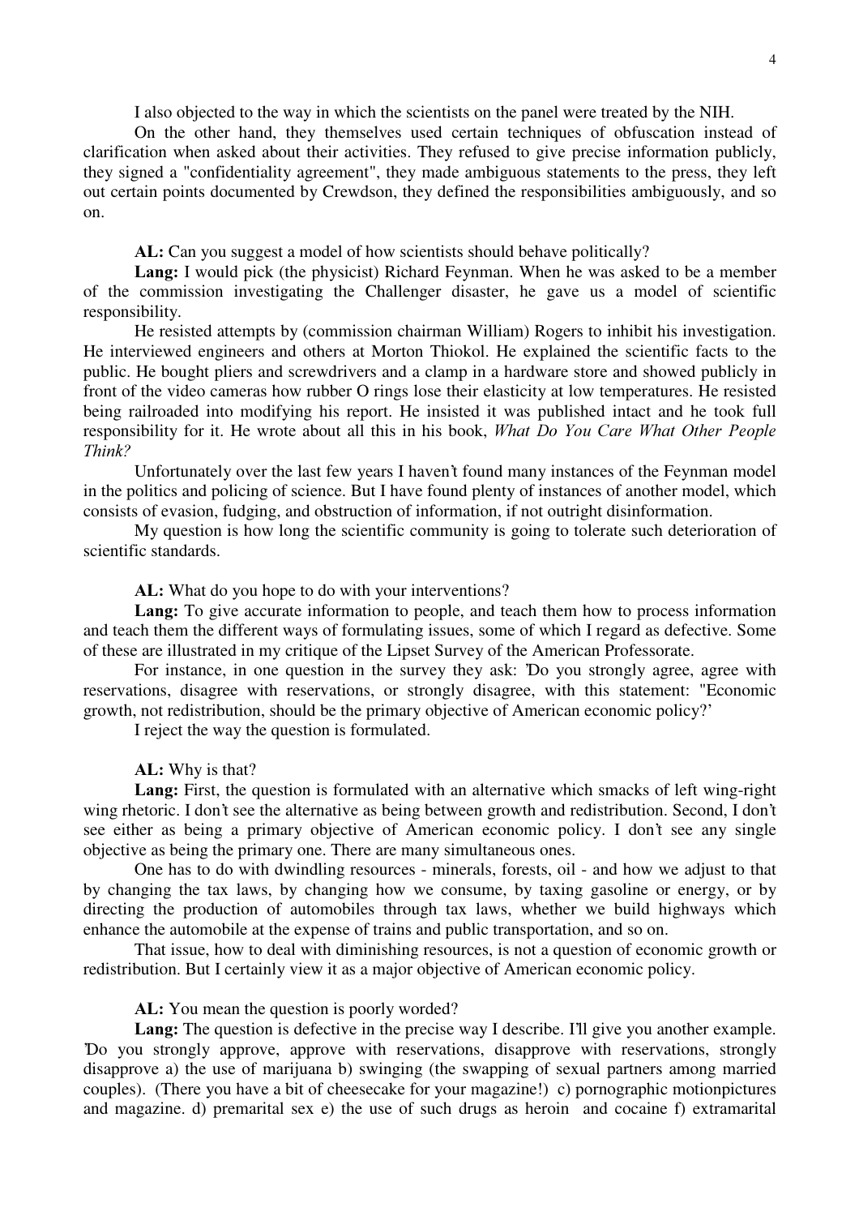I also objected to the way in which the scientists on the panel were treated by the NIH.

On the other hand, they themselves used certain techniques of obfuscation instead of clarification when asked about their activities. They refused to give precise information publicly, they signed a "confidentiality agreement", they made ambiguous statements to the press, they left out certain points documented by Crewdson, they defined the responsibilities ambiguously, and so on.

**AL:** Can you suggest a model of how scientists should behave politically?

**Lang:** I would pick (the physicist) Richard Feynman. When he was asked to be a member of the commission investigating the Challenger disaster, he gave us a model of scientific responsibility.

He resisted attempts by (commission chairman William) Rogers to inhibit his investigation. He interviewed engineers and others at Morton Thiokol. He explained the scientific facts to the public. He bought pliers and screwdrivers and a clamp in a hardware store and showed publicly in front of the video cameras how rubber O rings lose their elasticity at low temperatures. He resisted being railroaded into modifying his report. He insisted it was published intact and he took full responsibility for it. He wrote about all this in his book, *What Do You Care What Other People Think?*

Unfortunately over the last few years I haven't found many instances of the Feynman model in the politics and policing of science. But I have found plenty of instances of another model, which consists of evasion, fudging, and obstruction of information, if not outright disinformation.

My question is how long the scientific community is going to tolerate such deterioration of scientific standards.

**AL:** What do you hope to do with your interventions?

**Lang:** To give accurate information to people, and teach them how to process information and teach them the different ways of formulating issues, some of which I regard as defective. Some of these are illustrated in my critique of the Lipset Survey of the American Professorate.

For instance, in one question in the survey they ask: 'Do you strongly agree, agree with reservations, disagree with reservations, or strongly disagree, with this statement: "Economic growth, not redistribution, should be the primary objective of American economic policy?'

I reject the way the question is formulated.

**AL:** Why is that?

**Lang:** First, the question is formulated with an alternative which smacks of left wing-right wing rhetoric. I don't see the alternative as being between growth and redistribution. Second, I don't see either as being a primary objective of American economic policy. I don't see any single objective as being the primary one. There are many simultaneous ones.

One has to do with dwindling resources - minerals, forests, oil - and how we adjust to that by changing the tax laws, by changing how we consume, by taxing gasoline or energy, or by directing the production of automobiles through tax laws, whether we build highways which enhance the automobile at the expense of trains and public transportation, and so on.

That issue, how to deal with diminishing resources, is not a question of economic growth or redistribution. But I certainly view it as a major objective of American economic policy.

**AL:** You mean the question is poorly worded?

**Lang:** The question is defective in the precise way I describe. I'll give you another example. 'Do you strongly approve, approve with reservations, disapprove with reservations, strongly disapprove a) the use of marijuana b) swinging (the swapping of sexual partners among married couples). (There you have a bit of cheesecake for your magazine!) c) pornographic motionpictures and magazine. d) premarital sex e) the use of such drugs as heroin and cocaine f) extramarital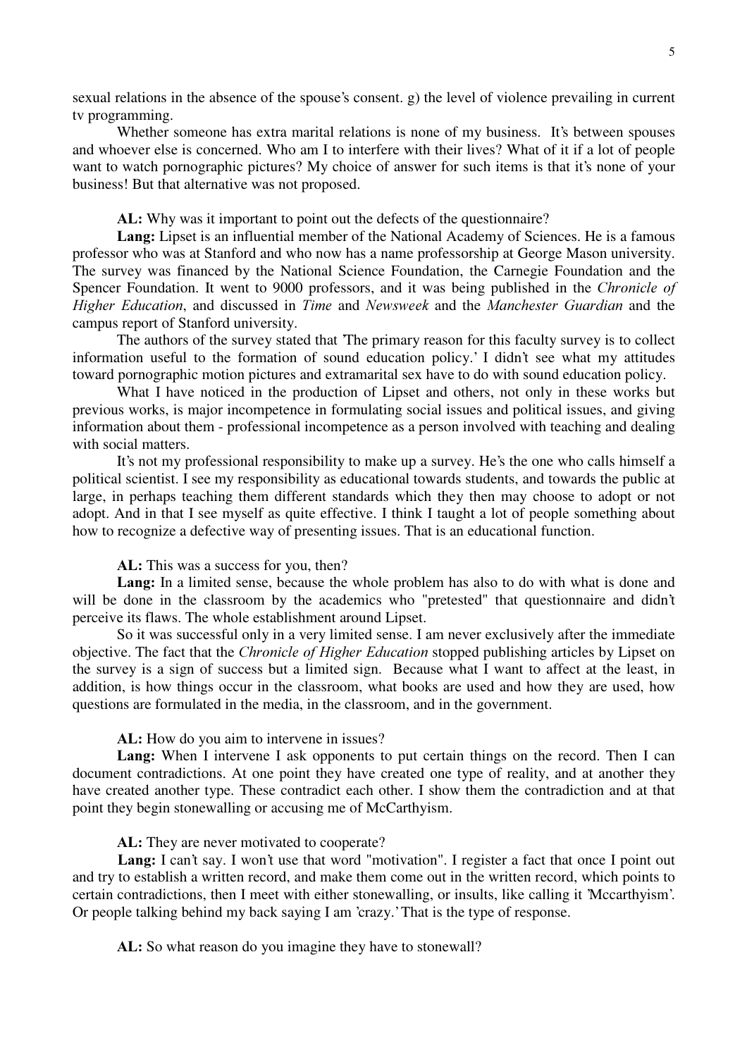sexual relations in the absence of the spouse's consent. g) the level of violence prevailing in current tv programming.

Whether someone has extra marital relations is none of my business. It's between spouses and whoever else is concerned. Who am I to interfere with their lives? What of it if a lot of people want to watch pornographic pictures? My choice of answer for such items is that it's none of your business! But that alternative was not proposed.

**AL:** Why was it important to point out the defects of the questionnaire?

**Lang:** Lipset is an influential member of the National Academy of Sciences. He is a famous professor who was at Stanford and who now has a name professorship at George Mason university. The survey was financed by the National Science Foundation, the Carnegie Foundation and the Spencer Foundation. It went to 9000 professors, and it was being published in the *Chronicle of Higher Education*, and discussed in *Time* and *Newsweek* and the *Manchester Guardian* and the campus report of Stanford university.

The authors of the survey stated that 'The primary reason for this faculty survey is to collect information useful to the formation of sound education policy.' I didn't see what my attitudes toward pornographic motion pictures and extramarital sex have to do with sound education policy.

What I have noticed in the production of Lipset and others, not only in these works but previous works, is major incompetence in formulating social issues and political issues, and giving information about them - professional incompetence as a person involved with teaching and dealing with social matters.

It's not my professional responsibility to make up a survey. He's the one who calls himself a political scientist. I see my responsibility as educational towards students, and towards the public at large, in perhaps teaching them different standards which they then may choose to adopt or not adopt. And in that I see myself as quite effective. I think I taught a lot of people something about how to recognize a defective way of presenting issues. That is an educational function.

**AL:** This was a success for you, then?

**Lang:** In a limited sense, because the whole problem has also to do with what is done and will be done in the classroom by the academics who "pretested" that questionnaire and didn't perceive its flaws. The whole establishment around Lipset.

So it was successful only in a very limited sense. I am never exclusively after the immediate objective. The fact that the *Chronicle of Higher Education* stopped publishing articles by Lipset on the survey is a sign of success but a limited sign. Because what I want to affect at the least, in addition, is how things occur in the classroom, what books are used and how they are used, how questions are formulated in the media, in the classroom, and in the government.

**AL:** How do you aim to intervene in issues?

**Lang:** When I intervene I ask opponents to put certain things on the record. Then I can document contradictions. At one point they have created one type of reality, and at another they have created another type. These contradict each other. I show them the contradiction and at that point they begin stonewalling or accusing me of McCarthyism.

**AL:** They are never motivated to cooperate?

**Lang:** I can't say. I won't use that word "motivation". I register a fact that once I point out and try to establish a written record, and make them come out in the written record, which points to certain contradictions, then I meet with either stonewalling, or insults, like calling it 'Mccarthyism'. Or people talking behind my back saying I am 'crazy.' That is the type of response.

**AL:** So what reason do you imagine they have to stonewall?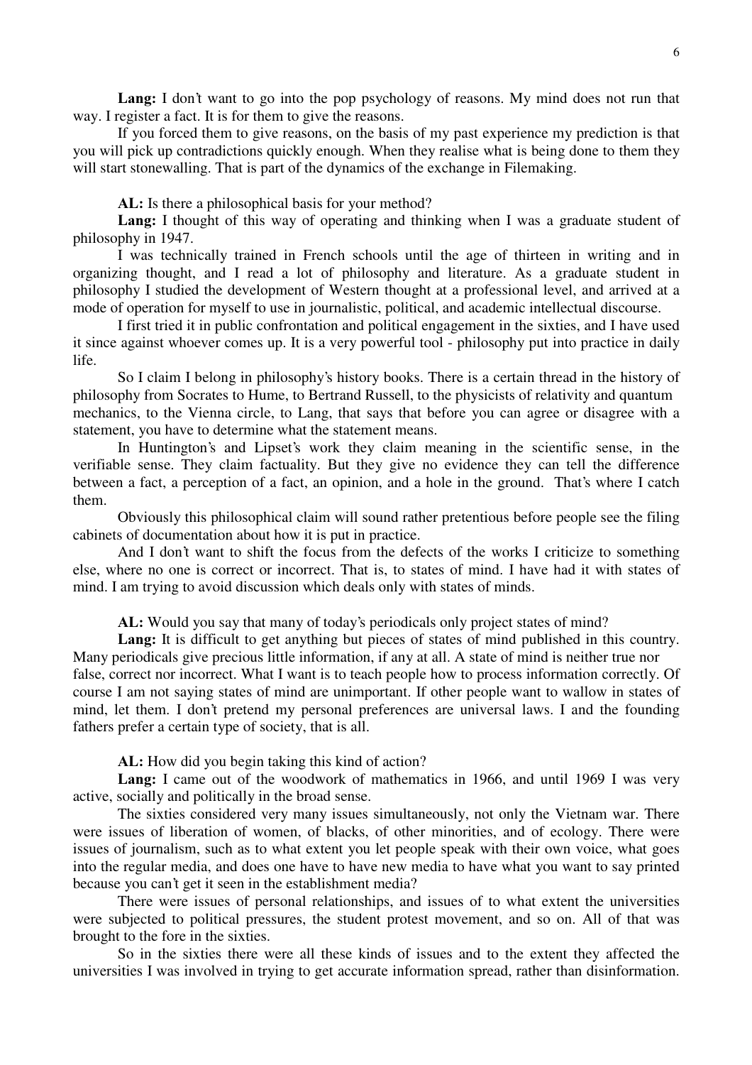**Lang:** I don't want to go into the pop psychology of reasons. My mind does not run that way. I register a fact. It is for them to give the reasons.

If you forced them to give reasons, on the basis of my past experience my prediction is that you will pick up contradictions quickly enough. When they realise what is being done to them they will start stonewalling. That is part of the dynamics of the exchange in Filemaking.

**AL:** Is there a philosophical basis for your method?

**Lang:** I thought of this way of operating and thinking when I was a graduate student of philosophy in 1947.

I was technically trained in French schools until the age of thirteen in writing and in organizing thought, and I read a lot of philosophy and literature. As a graduate student in philosophy I studied the development of Western thought at a professional level, and arrived at a mode of operation for myself to use in journalistic, political, and academic intellectual discourse.

I first tried it in public confrontation and political engagement in the sixties, and I have used it since against whoever comes up. It is a very powerful tool - philosophy put into practice in daily life.

So I claim I belong in philosophy's history books. There is a certain thread in the history of philosophy from Socrates to Hume, to Bertrand Russell, to the physicists of relativity and quantum mechanics, to the Vienna circle, to Lang, that says that before you can agree or disagree with a statement, you have to determine what the statement means.

In Huntington's and Lipset's work they claim meaning in the scientific sense, in the verifiable sense. They claim factuality. But they give no evidence they can tell the difference between a fact, a perception of a fact, an opinion, and a hole in the ground. That's where I catch them.

Obviously this philosophical claim will sound rather pretentious before people see the filing cabinets of documentation about how it is put in practice.

And I don't want to shift the focus from the defects of the works I criticize to something else, where no one is correct or incorrect. That is, to states of mind. I have had it with states of mind. I am trying to avoid discussion which deals only with states of minds.

**AL:** Would you say that many of today's periodicals only project states of mind?

**Lang:** It is difficult to get anything but pieces of states of mind published in this country. Many periodicals give precious little information, if any at all. A state of mind is neither true nor false, correct nor incorrect. What I want is to teach people how to process information correctly. Of course I am not saying states of mind are unimportant. If other people want to wallow in states of mind, let them. I don't pretend my personal preferences are universal laws. I and the founding fathers prefer a certain type of society, that is all.

**AL:** How did you begin taking this kind of action?

**Lang:** I came out of the woodwork of mathematics in 1966, and until 1969 I was very active, socially and politically in the broad sense.

The sixties considered very many issues simultaneously, not only the Vietnam war. There were issues of liberation of women, of blacks, of other minorities, and of ecology. There were issues of journalism, such as to what extent you let people speak with their own voice, what goes into the regular media, and does one have to have new media to have what you want to say printed because you can't get it seen in the establishment media?

There were issues of personal relationships, and issues of to what extent the universities were subjected to political pressures, the student protest movement, and so on. All of that was brought to the fore in the sixties.

So in the sixties there were all these kinds of issues and to the extent they affected the universities I was involved in trying to get accurate information spread, rather than disinformation.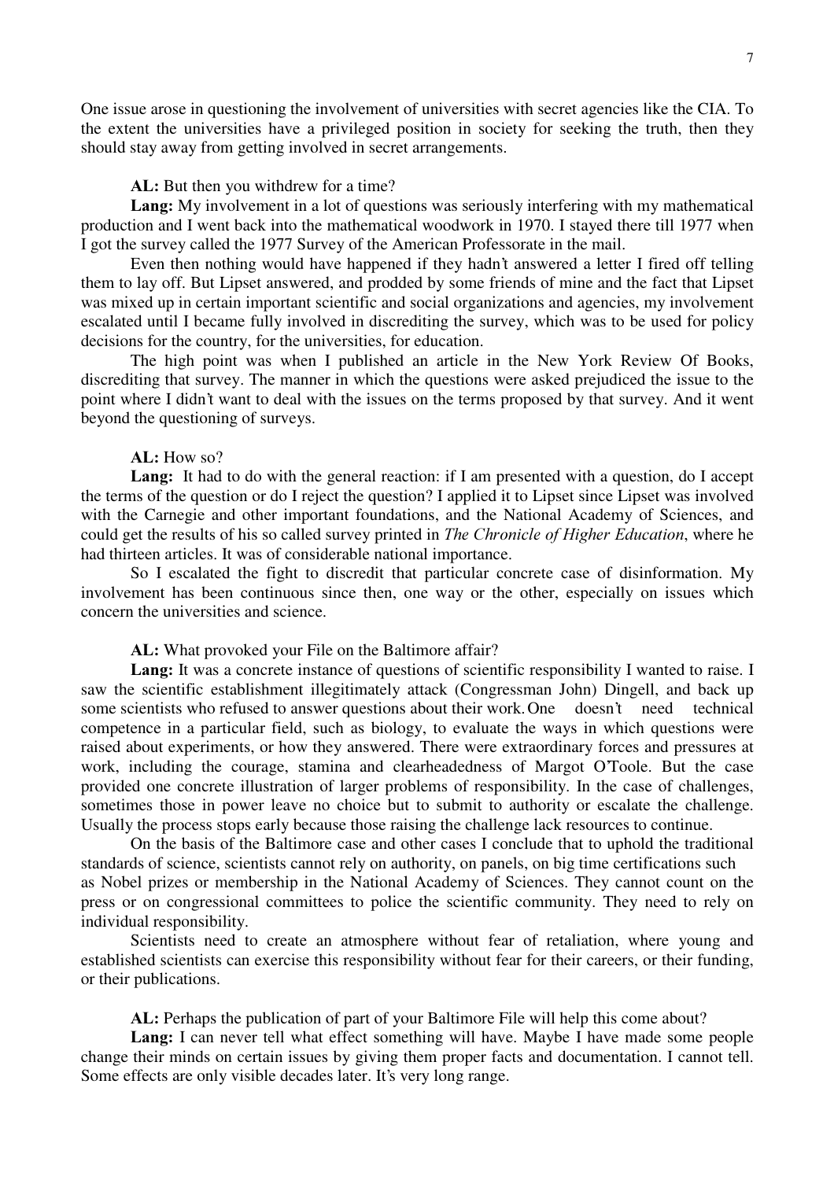One issue arose in questioning the involvement of universities with secret agencies like the CIA. To the extent the universities have a privileged position in society for seeking the truth, then they should stay away from getting involved in secret arrangements.

**AL:** But then you withdrew for a time?

**Lang:** My involvement in a lot of questions was seriously interfering with my mathematical production and I went back into the mathematical woodwork in 1970. I stayed there till 1977 when I got the survey called the 1977 Survey of the American Professorate in the mail.

Even then nothing would have happened if they hadn't answered a letter I fired off telling them to lay off. But Lipset answered, and prodded by some friends of mine and the fact that Lipset was mixed up in certain important scientific and social organizations and agencies, my involvement escalated until I became fully involved in discrediting the survey, which was to be used for policy decisions for the country, for the universities, for education.

The high point was when I published an article in the New York Review Of Books, discrediting that survey. The manner in which the questions were asked prejudiced the issue to the point where I didn't want to deal with the issues on the terms proposed by that survey. And it went beyond the questioning of surveys.

**AL:** How so?

**Lang:** It had to do with the general reaction: if I am presented with a question, do I accept the terms of the question or do I reject the question? I applied it to Lipset since Lipset was involved with the Carnegie and other important foundations, and the National Academy of Sciences, and could get the results of his so called survey printed in *The Chronicle of Higher Education*, where he had thirteen articles. It was of considerable national importance.

So I escalated the fight to discredit that particular concrete case of disinformation. My involvement has been continuous since then, one way or the other, especially on issues which concern the universities and science.

**AL:** What provoked your File on the Baltimore affair?

**Lang:** It was a concrete instance of questions of scientific responsibility I wanted to raise. I saw the scientific establishment illegitimately attack (Congressman John) Dingell, and back up some scientists who refused to answer questions about their work. One doesn't need technical competence in a particular field, such as biology, to evaluate the ways in which questions were raised about experiments, or how they answered. There were extraordinary forces and pressures at work, including the courage, stamina and clearheadedness of Margot O'Toole. But the case provided one concrete illustration of larger problems of responsibility. In the case of challenges, sometimes those in power leave no choice but to submit to authority or escalate the challenge. Usually the process stops early because those raising the challenge lack resources to continue.

On the basis of the Baltimore case and other cases I conclude that to uphold the traditional standards of science, scientists cannot rely on authority, on panels, on big time certifications such as Nobel prizes or membership in the National Academy of Sciences. They cannot count on the press or on congressional committees to police the scientific community. They need to rely on individual responsibility.

Scientists need to create an atmosphere without fear of retaliation, where young and established scientists can exercise this responsibility without fear for their careers, or their funding, or their publications.

**AL:** Perhaps the publication of part of your Baltimore File will help this come about?

**Lang:** I can never tell what effect something will have. Maybe I have made some people change their minds on certain issues by giving them proper facts and documentation. I cannot tell. Some effects are only visible decades later. It's very long range.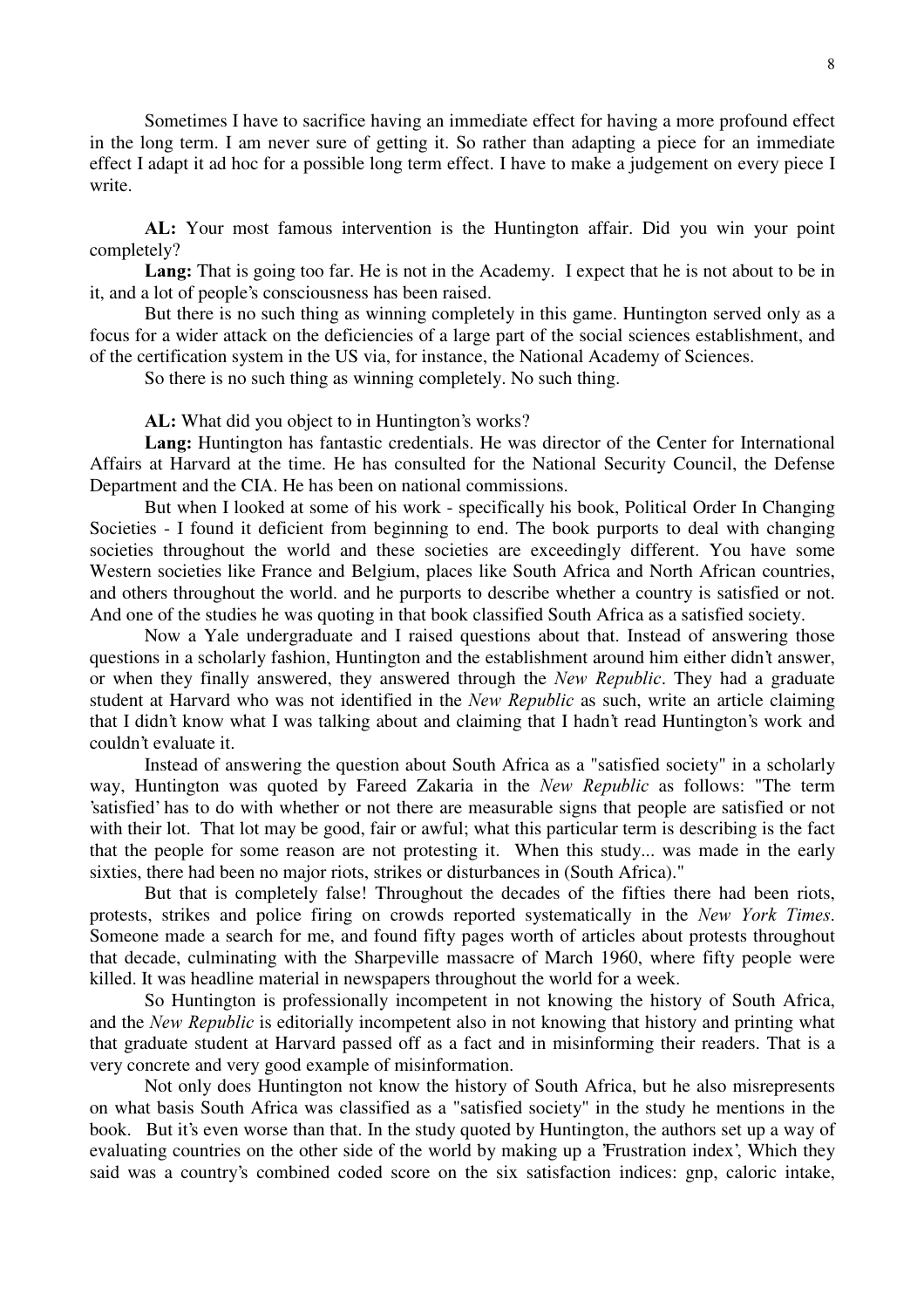Sometimes I have to sacrifice having an immediate effect for having a more profound effect in the long term. I am never sure of getting it. So rather than adapting a piece for an immediate effect I adapt it ad hoc for a possible long term effect. I have to make a judgement on every piece I write.

**AL:** Your most famous intervention is the Huntington affair. Did you win your point completely?

**Lang:** That is going too far. He is not in the Academy. I expect that he is not about to be in it, and a lot of people's consciousness has been raised.

But there is no such thing as winning completely in this game. Huntington served only as a focus for a wider attack on the deficiencies of a large part of the social sciences establishment, and of the certification system in the US via, for instance, the National Academy of Sciences.

So there is no such thing as winning completely. No such thing.

**AL:** What did you object to in Huntington's works?

**Lang:** Huntington has fantastic credentials. He was director of the Center for International Affairs at Harvard at the time. He has consulted for the National Security Council, the Defense Department and the CIA. He has been on national commissions.

But when I looked at some of his work - specifically his book, Political Order In Changing Societies - I found it deficient from beginning to end. The book purports to deal with changing societies throughout the world and these societies are exceedingly different. You have some Western societies like France and Belgium, places like South Africa and North African countries, and others throughout the world. and he purports to describe whether a country is satisfied or not. And one of the studies he was quoting in that book classified South Africa as a satisfied society.

Now a Yale undergraduate and I raised questions about that. Instead of answering those questions in a scholarly fashion, Huntington and the establishment around him either didn't answer, or when they finally answered, they answered through the *New Republic*. They had a graduate student at Harvard who was not identified in the *New Republic* as such, write an article claiming that I didn't know what I was talking about and claiming that I hadn't read Huntington's work and couldn't evaluate it.

Instead of answering the question about South Africa as a "satisfied society" in a scholarly way, Huntington was quoted by Fareed Zakaria in the *New Republic* as follows: "The term 'satisfied' has to do with whether or not there are measurable signs that people are satisfied or not with their lot. That lot may be good, fair or awful; what this particular term is describing is the fact that the people for some reason are not protesting it. When this study... was made in the early sixties, there had been no major riots, strikes or disturbances in (South Africa)."

But that is completely false! Throughout the decades of the fifties there had been riots, protests, strikes and police firing on crowds reported systematically in the *New York Times*. Someone made a search for me, and found fifty pages worth of articles about protests throughout that decade, culminating with the Sharpeville massacre of March 1960, where fifty people were killed. It was headline material in newspapers throughout the world for a week.

So Huntington is professionally incompetent in not knowing the history of South Africa, and the *New Republic* is editorially incompetent also in not knowing that history and printing what that graduate student at Harvard passed off as a fact and in misinforming their readers. That is a very concrete and very good example of misinformation.

Not only does Huntington not know the history of South Africa, but he also misrepresents on what basis South Africa was classified as a "satisfied society" in the study he mentions in the book. But it's even worse than that. In the study quoted by Huntington, the authors set up a way of evaluating countries on the other side of the world by making up a 'Frustration index', Which they said was a country's combined coded score on the six satisfaction indices: gnp, caloric intake,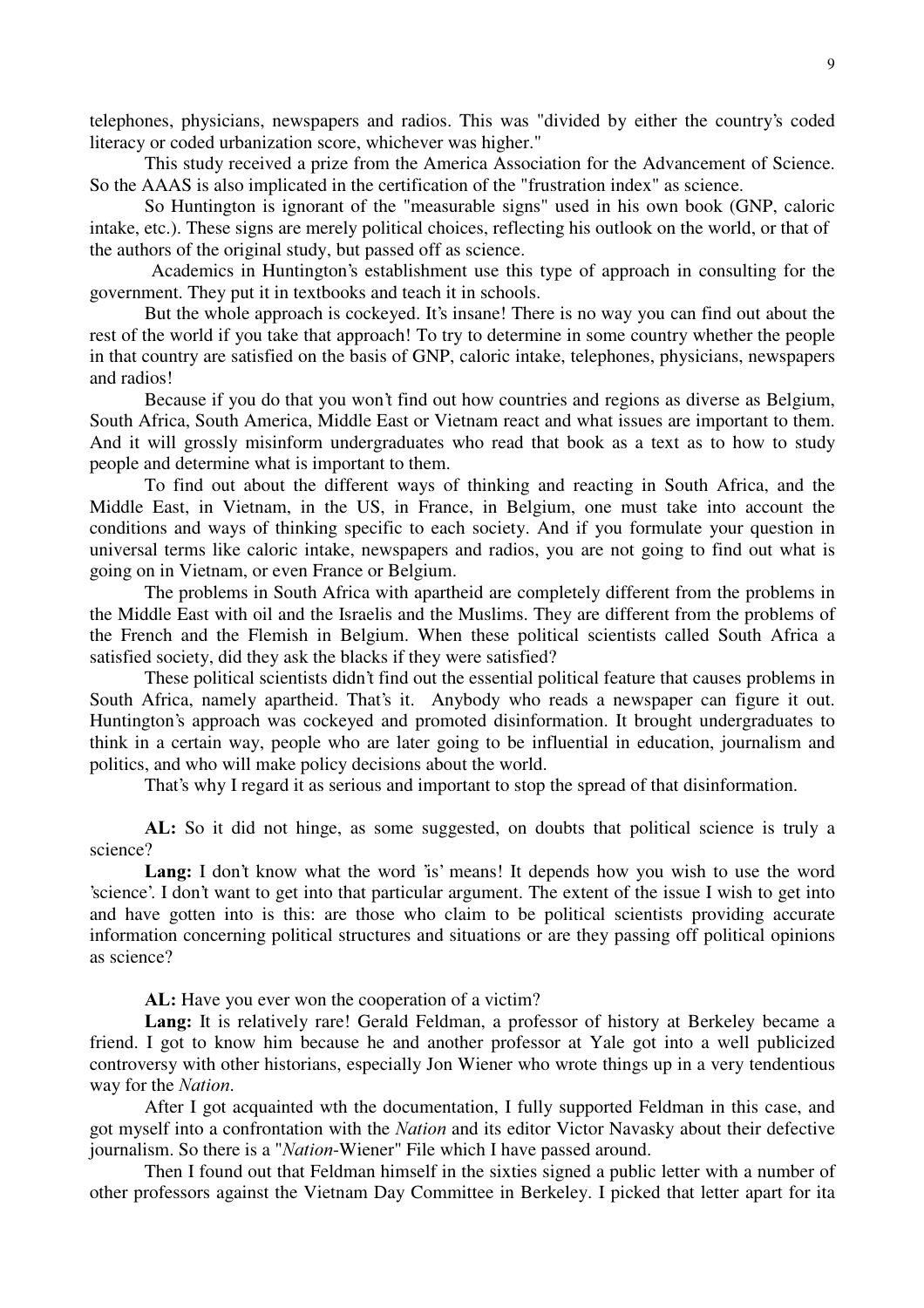telephones, physicians, newspapers and radios. This was "divided by either the country's coded literacy or coded urbanization score, whichever was higher."

This study received a prize from the America Association for the Advancement of Science. So the AAAS is also implicated in the certification of the "frustration index" as science.

So Huntington is ignorant of the "measurable signs" used in his own book (GNP, caloric intake, etc.). These signs are merely political choices, reflecting his outlook on the world, or that of the authors of the original study, but passed off as science.

Academics in Huntington's establishment use this type of approach in consulting for the government. They put it in textbooks and teach it in schools.

But the whole approach is cockeyed. It's insane! There is no way you can find out about the rest of the world if you take that approach! To try to determine in some country whether the people in that country are satisfied on the basis of GNP, caloric intake, telephones, physicians, newspapers and radios!

Because if you do that you won't find out how countries and regions as diverse as Belgium, South Africa, South America, Middle East or Vietnam react and what issues are important to them. And it will grossly misinform undergraduates who read that book as a text as to how to study people and determine what is important to them.

To find out about the different ways of thinking and reacting in South Africa, and the Middle East, in Vietnam, in the US, in France, in Belgium, one must take into account the conditions and ways of thinking specific to each society. And if you formulate your question in universal terms like caloric intake, newspapers and radios, you are not going to find out what is going on in Vietnam, or even France or Belgium.

The problems in South Africa with apartheid are completely different from the problems in the Middle East with oil and the Israelis and the Muslims. They are different from the problems of the French and the Flemish in Belgium. When these political scientists called South Africa a satisfied society, did they ask the blacks if they were satisfied?

These political scientists didn't find out the essential political feature that causes problems in South Africa, namely apartheid. That's it. Anybody who reads a newspaper can figure it out. Huntington's approach was cockeyed and promoted disinformation. It brought undergraduates to think in a certain way, people who are later going to be influential in education, journalism and politics, and who will make policy decisions about the world.

That's why I regard it as serious and important to stop the spread of that disinformation.

**AL:** So it did not hinge, as some suggested, on doubts that political science is truly a science?

**Lang:** I don't know what the word 'is' means! It depends how you wish to use the word 'science'. I don't want to get into that particular argument. The extent of the issue I wish to get into and have gotten into is this: are those who claim to be political scientists providing accurate information concerning political structures and situations or are they passing off political opinions as science?

**AL:** Have you ever won the cooperation of a victim?

**Lang:** It is relatively rare! Gerald Feldman, a professor of history at Berkeley became a friend. I got to know him because he and another professor at Yale got into a well publicized controversy with other historians, especially Jon Wiener who wrote things up in a very tendentious way for the *Nation*.

After I got acquainted wth the documentation, I fully supported Feldman in this case, and got myself into a confrontation with the *Nation* and its editor Victor Navasky about their defective journalism. So there is a "*Nation*-Wiener" File which I have passed around.

Then I found out that Feldman himself in the sixties signed a public letter with a number of other professors against the Vietnam Day Committee in Berkeley. I picked that letter apart for ita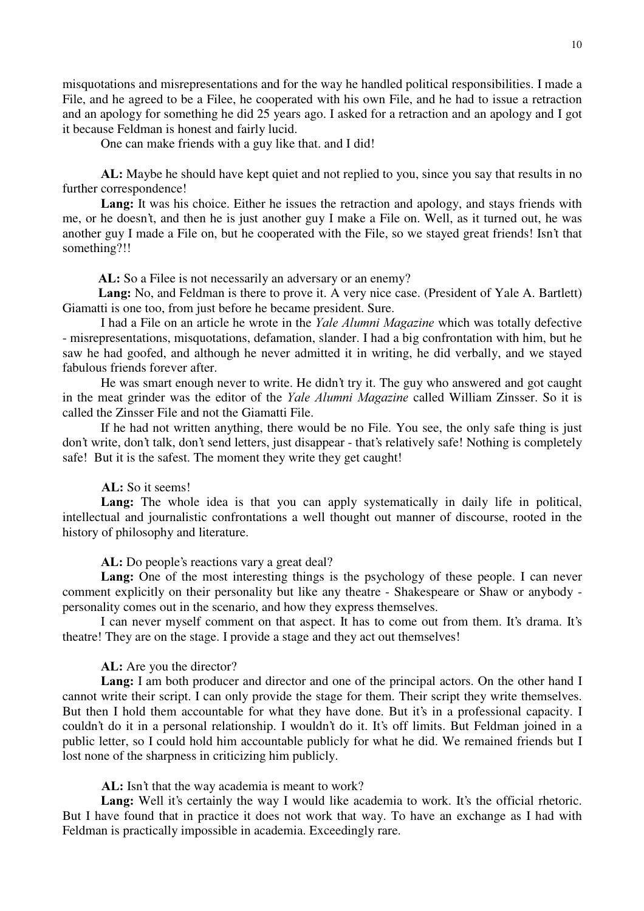misquotations and misrepresentations and for the way he handled political responsibilities. I made a File, and he agreed to be a Filee, he cooperated with his own File, and he had to issue a retraction and an apology for something he did 25 years ago. I asked for a retraction and an apology and I got it because Feldman is honest and fairly lucid.

One can make friends with a guy like that. and I did!

**AL:** Maybe he should have kept quiet and not replied to you, since you say that results in no further correspondence!

**Lang:** It was his choice. Either he issues the retraction and apology, and stays friends with me, or he doesn't, and then he is just another guy I make a File on. Well, as it turned out, he was another guy I made a File on, but he cooperated with the File, so we stayed great friends! Isn't that something?!!

**AL:** So a Filee is not necessarily an adversary or an enemy?

**Lang:** No, and Feldman is there to prove it. A very nice case. (President of Yale A. Bartlett) Giamatti is one too, from just before he became president. Sure.

I had a File on an article he wrote in the *Yale Alumni Magazine* which was totally defective - misrepresentations, misquotations, defamation, slander. I had a big confrontation with him, but he saw he had goofed, and although he never admitted it in writing, he did verbally, and we stayed fabulous friends forever after.

He was smart enough never to write. He didn't try it. The guy who answered and got caught in the meat grinder was the editor of the *Yale Alumni Magazine* called William Zinsser. So it is called the Zinsser File and not the Giamatti File.

If he had not written anything, there would be no File. You see, the only safe thing is just don't write, don't talk, don't send letters, just disappear - that's relatively safe! Nothing is completely safe! But it is the safest. The moment they write they get caught!

**AL:** So it seems!

**Lang:** The whole idea is that you can apply systematically in daily life in political, intellectual and journalistic confrontations a well thought out manner of discourse, rooted in the history of philosophy and literature.

**AL:** Do people's reactions vary a great deal?

**Lang:** One of the most interesting things is the psychology of these people. I can never comment explicitly on their personality but like any theatre - Shakespeare or Shaw or anybody - personality comes out in the scenario, and how they express themselves.

I can never myself comment on that aspect. It has to come out from them. It's drama. It's theatre! They are on the stage. I provide a stage and they act out themselves!

**AL:** Are you the director?

**Lang:** I am both producer and director and one of the principal actors. On the other hand I cannot write their script. I can only provide the stage for them. Their script they write themselves. But then I hold them accountable for what they have done. But it's in a professional capacity. I couldn't do it in a personal relationship. I wouldn't do it. It's off limits. But Feldman joined in a public letter, so I could hold him accountable publicly for what he did. We remained friends but I lost none of the sharpness in criticizing him publicly.

**AL:** Isn't that the way academia is meant to work?

**Lang:** Well it's certainly the way I would like academia to work. It's the official rhetoric. But I have found that in practice it does not work that way. To have an exchange as I had with Feldman is practically impossible in academia. Exceedingly rare.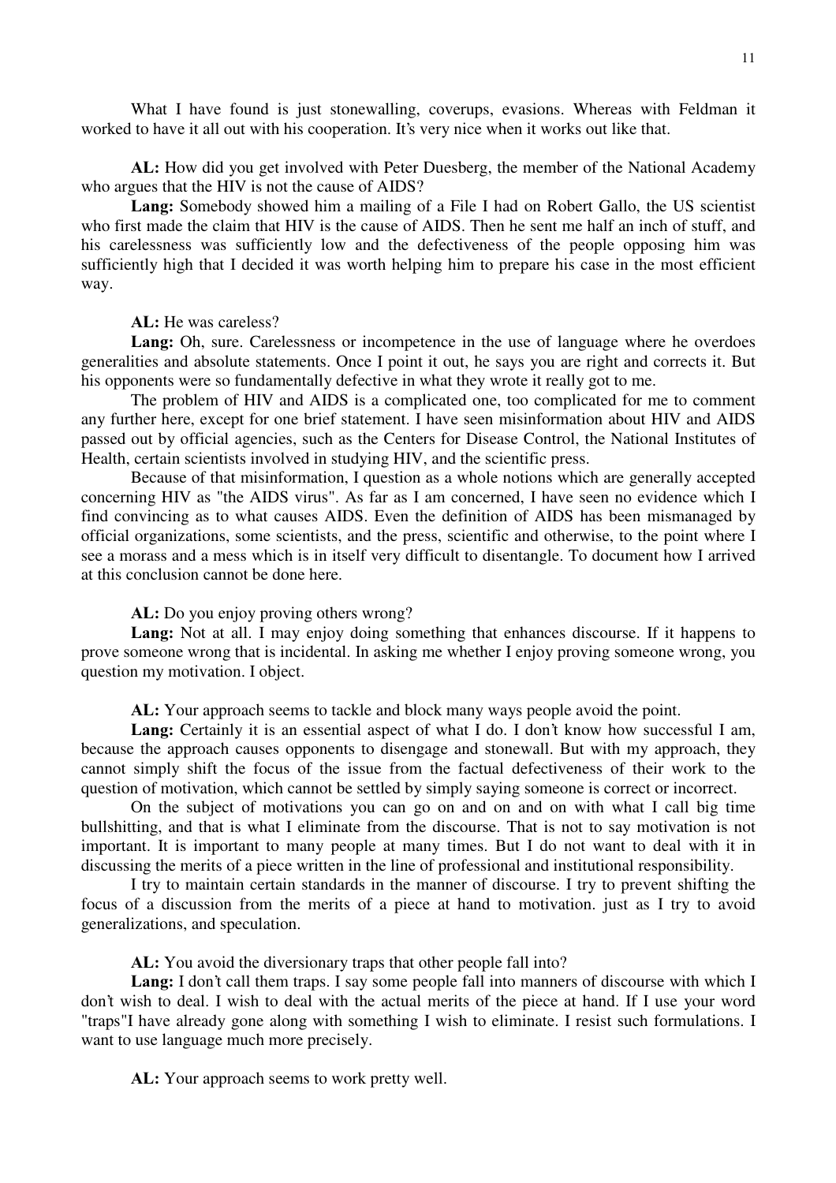What I have found is just stonewalling, coverups, evasions. Whereas with Feldman it worked to have it all out with his cooperation. It's very nice when it works out like that.

**AL:** How did you get involved with Peter Duesberg, the member of the National Academy who argues that the HIV is not the cause of AIDS?

**Lang:** Somebody showed him a mailing of a File I had on Robert Gallo, the US scientist who first made the claim that HIV is the cause of AIDS. Then he sent me half an inch of stuff, and his carelessness was sufficiently low and the defectiveness of the people opposing him was sufficiently high that I decided it was worth helping him to prepare his case in the most efficient way.

**AL:** He was careless?

**Lang:** Oh, sure. Carelessness or incompetence in the use of language where he overdoes generalities and absolute statements. Once I point it out, he says you are right and corrects it. But his opponents were so fundamentally defective in what they wrote it really got to me.

The problem of HIV and AIDS is a complicated one, too complicated for me to comment any further here, except for one brief statement. I have seen misinformation about HIV and AIDS passed out by official agencies, such as the Centers for Disease Control, the National Institutes of Health, certain scientists involved in studying HIV, and the scientific press.

Because of that misinformation, I question as a whole notions which are generally accepted concerning HIV as "the AIDS virus". As far as I am concerned, I have seen no evidence which I find convincing as to what causes AIDS. Even the definition of AIDS has been mismanaged by official organizations, some scientists, and the press, scientific and otherwise, to the point where I see a morass and a mess which is in itself very difficult to disentangle. To document how I arrived at this conclusion cannot be done here.

**AL:** Do you enjoy proving others wrong?

**Lang:** Not at all. I may enjoy doing something that enhances discourse. If it happens to prove someone wrong that is incidental. In asking me whether I enjoy proving someone wrong, you question my motivation. I object.

**AL:** Your approach seems to tackle and block many ways people avoid the point.

**Lang:** Certainly it is an essential aspect of what I do. I don't know how successful I am, because the approach causes opponents to disengage and stonewall. But with my approach, they cannot simply shift the focus of the issue from the factual defectiveness of their work to the question of motivation, which cannot be settled by simply saying someone is correct or incorrect.

On the subject of motivations you can go on and on and on with what I call big time bullshitting, and that is what I eliminate from the discourse. That is not to say motivation is not important. It is important to many people at many times. But I do not want to deal with it in discussing the merits of a piece written in the line of professional and institutional responsibility.

I try to maintain certain standards in the manner of discourse. I try to prevent shifting the focus of a discussion from the merits of a piece at hand to motivation. just as I try to avoid generalizations, and speculation.

**AL:** You avoid the diversionary traps that other people fall into?

**Lang:** I don't call them traps. I say some people fall into manners of discourse with which I don't wish to deal. I wish to deal with the actual merits of the piece at hand. If I use your word "traps"I have already gone along with something I wish to eliminate. I resist such formulations. I want to use language much more precisely.

**AL:** Your approach seems to work pretty well.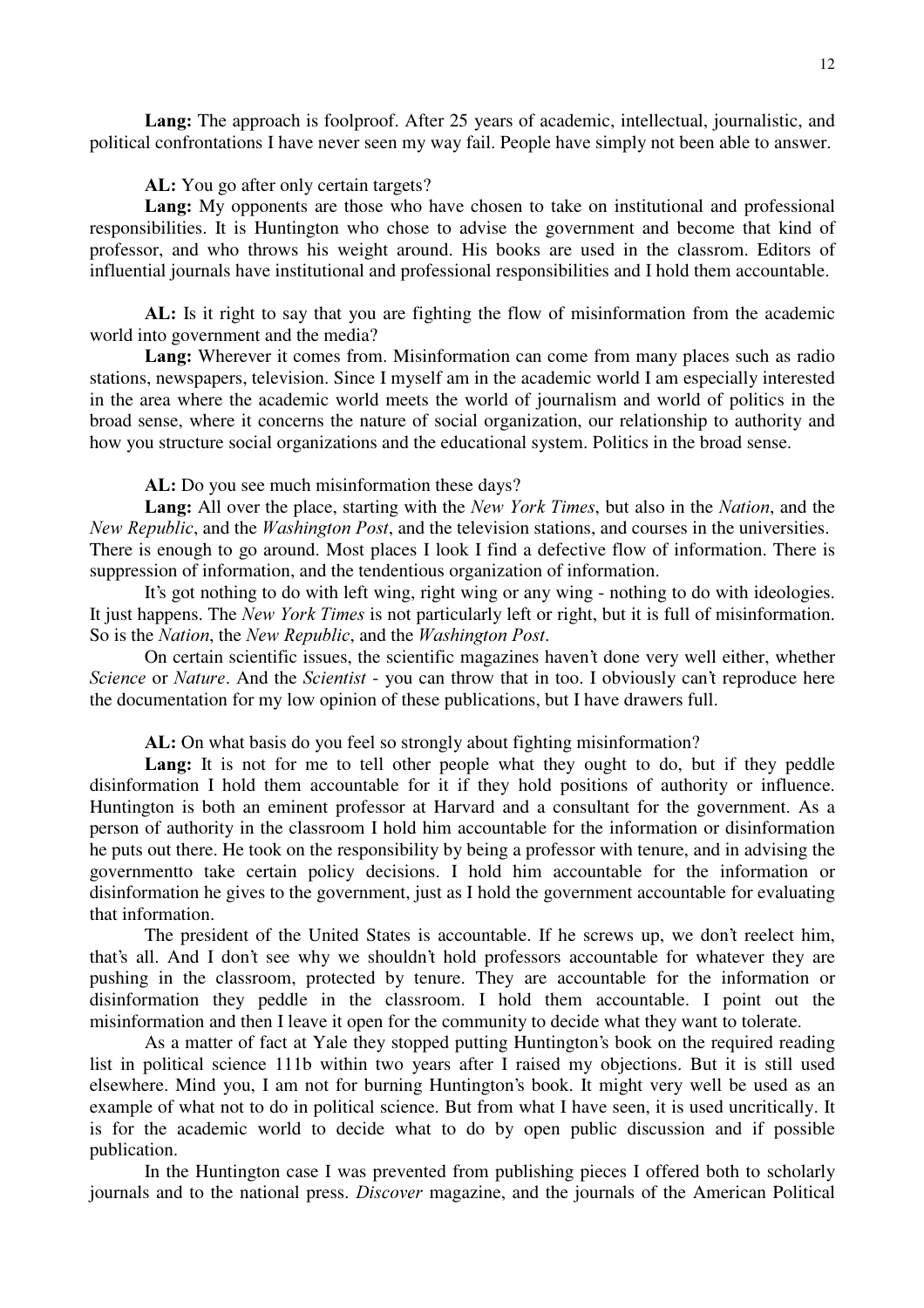**Lang:** The approach is foolproof. After 25 years of academic, intellectual, journalistic, and political confrontations I have never seen my way fail. People have simply not been able to answer.

**AL:** You go after only certain targets?

**Lang:** My opponents are those who have chosen to take on institutional and professional responsibilities. It is Huntington who chose to advise the government and become that kind of professor, and who throws his weight around. His books are used in the classrom. Editors of influential journals have institutional and professional responsibilities and I hold them accountable.

**AL:** Is it right to say that you are fighting the flow of misinformation from the academic world into government and the media?

**Lang:** Wherever it comes from. Misinformation can come from many places such as radio stations, newspapers, television. Since I myself am in the academic world I am especially interested in the area where the academic world meets the world of journalism and world of politics in the broad sense, where it concerns the nature of social organization, our relationship to authority and how you structure social organizations and the educational system. Politics in the broad sense.

**AL:** Do you see much misinformation these days?

**Lang:** All over the place, starting with the *New York Times*, but also in the *Nation*, and the *New Republic*, and the *Washington Post*, and the television stations, and courses in the universities. There is enough to go around. Most places I look I find a defective flow of information. There is suppression of information, and the tendentious organization of information.

It's got nothing to do with left wing, right wing or any wing - nothing to do with ideologies. It just happens. The *New York Times* is not particularly left or right, but it is full of misinformation. So is the *Nation*, the *New Republic*, and the *Washington Post*.

On certain scientific issues, the scientific magazines haven't done very well either, whether *Science* or *Nature*. And the *Scientist* - you can throw that in too. I obviously can't reproduce here the documentation for my low opinion of these publications, but I have drawers full.

**AL:** On what basis do you feel so strongly about fighting misinformation?

**Lang:** It is not for me to tell other people what they ought to do, but if they peddle disinformation I hold them accountable for it if they hold positions of authority or influence. Huntington is both an eminent professor at Harvard and a consultant for the government. As a person of authority in the classroom I hold him accountable for the information or disinformation he puts out there. He took on the responsibility by being a professor with tenure, and in advising the governmentto take certain policy decisions. I hold him accountable for the information or disinformation he gives to the government, just as I hold the government accountable for evaluating that information.

The president of the United States is accountable. If he screws up, we don't reelect him, that's all. And I don't see why we shouldn't hold professors accountable for whatever they are pushing in the classroom, protected by tenure. They are accountable for the information or disinformation they peddle in the classroom. I hold them accountable. I point out the misinformation and then I leave it open for the community to decide what they want to tolerate.

As a matter of fact at Yale they stopped putting Huntington's book on the required reading list in political science 111b within two years after I raised my objections. But it is still used elsewhere. Mind you, I am not for burning Huntington's book. It might very well be used as an example of what not to do in political science. But from what I have seen, it is used uncritically. It is for the academic world to decide what to do by open public discussion and if possible publication.

In the Huntington case I was prevented from publishing pieces I offered both to scholarly journals and to the national press. *Discover* magazine, and the journals of the American Political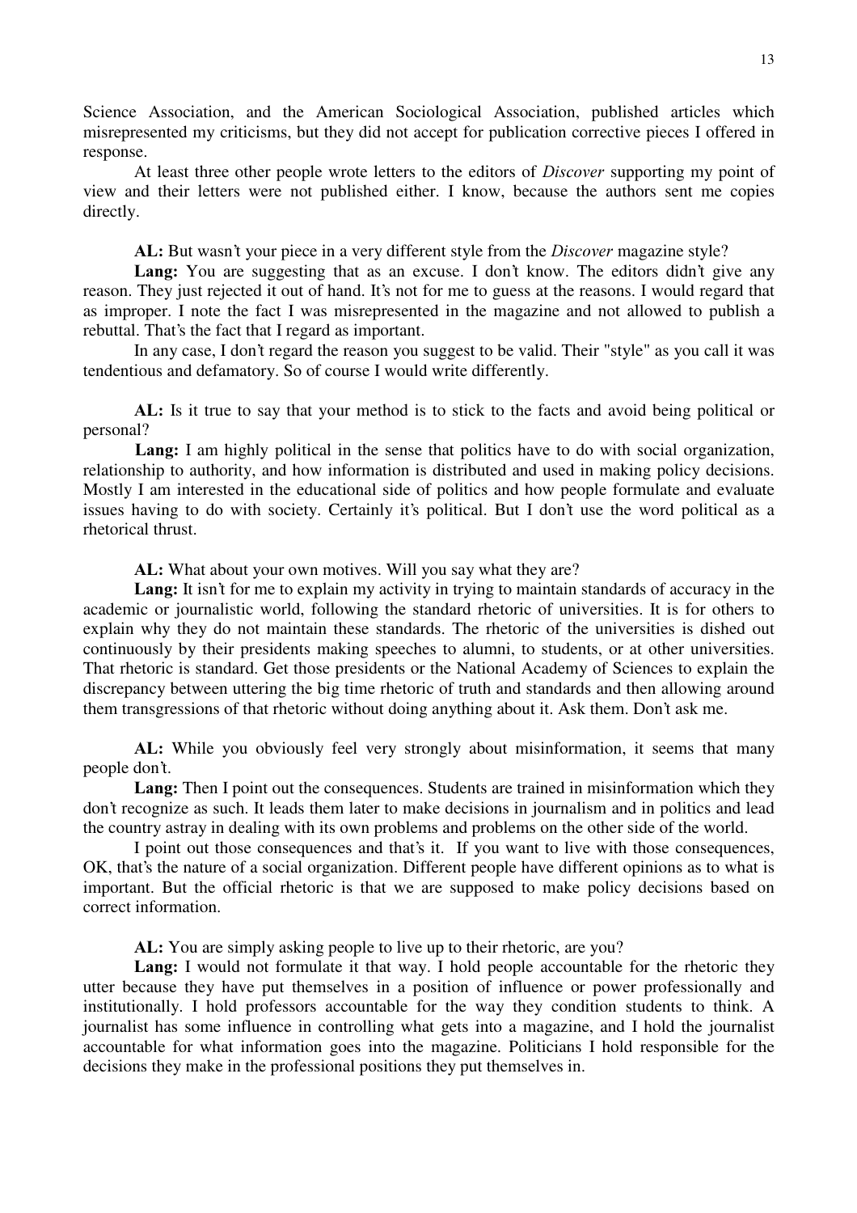Science Association, and the American Sociological Association, published articles which misrepresented my criticisms, but they did not accept for publication corrective pieces I offered in response.

At least three other people wrote letters to the editors of *Discover* supporting my point of view and their letters were not published either. I know, because the authors sent me copies directly.

**AL:** But wasn't your piece in a very different style from the *Discover* magazine style?

**Lang:** You are suggesting that as an excuse. I don't know. The editors didn't give any reason. They just rejected it out of hand. It's not for me to guess at the reasons. I would regard that as improper. I note the fact I was misrepresented in the magazine and not allowed to publish a rebuttal. That's the fact that I regard as important.

In any case, I don't regard the reason you suggest to be valid. Their "style" as you call it was tendentious and defamatory. So of course I would write differently.

**AL:** Is it true to say that your method is to stick to the facts and avoid being political or personal?

**Lang:** I am highly political in the sense that politics have to do with social organization, relationship to authority, and how information is distributed and used in making policy decisions. Mostly I am interested in the educational side of politics and how people formulate and evaluate issues having to do with society. Certainly it's political. But I don't use the word political as a rhetorical thrust.

**AL:** What about your own motives. Will you say what they are?

**Lang:** It isn't for me to explain my activity in trying to maintain standards of accuracy in the academic or journalistic world, following the standard rhetoric of universities. It is for others to explain why they do not maintain these standards. The rhetoric of the universities is dished out continuously by their presidents making speeches to alumni, to students, or at other universities. That rhetoric is standard. Get those presidents or the National Academy of Sciences to explain the discrepancy between uttering the big time rhetoric of truth and standards and then allowing around them transgressions of that rhetoric without doing anything about it. Ask them. Don't ask me.

**AL:** While you obviously feel very strongly about misinformation, it seems that many people don't.

**Lang:** Then I point out the consequences. Students are trained in misinformation which they don't recognize as such. It leads them later to make decisions in journalism and in politics and lead the country astray in dealing with its own problems and problems on the other side of the world.

I point out those consequences and that's it. If you want to live with those consequences, OK, that's the nature of a social organization. Different people have different opinions as to what is important. But the official rhetoric is that we are supposed to make policy decisions based on correct information.

**AL:** You are simply asking people to live up to their rhetoric, are you?

**Lang:** I would not formulate it that way. I hold people accountable for the rhetoric they utter because they have put themselves in a position of influence or power professionally and institutionally. I hold professors accountable for the way they condition students to think. A journalist has some influence in controlling what gets into a magazine, and I hold the journalist accountable for what information goes into the magazine. Politicians I hold responsible for the decisions they make in the professional positions they put themselves in.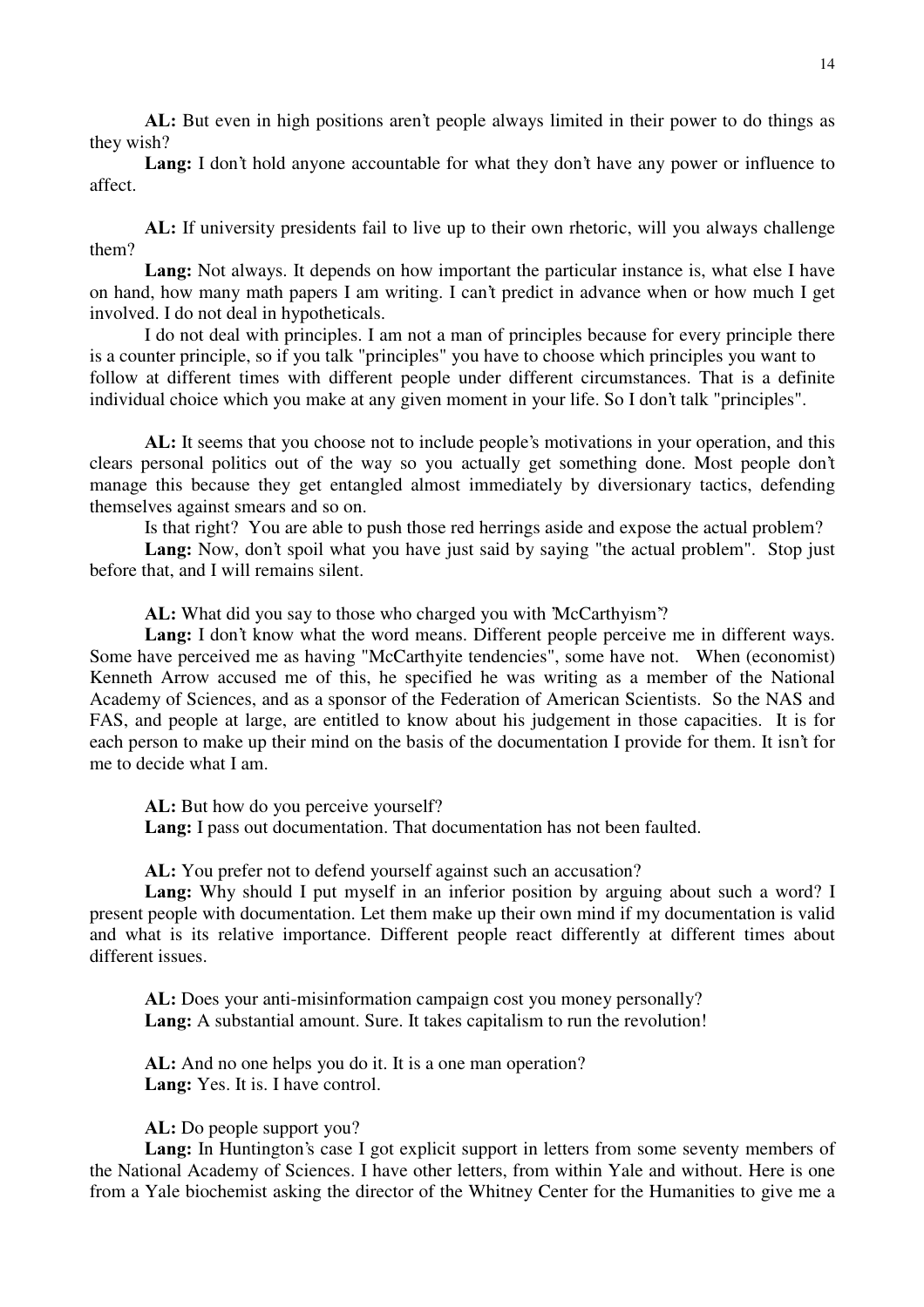**AL:** But even in high positions aren't people always limited in their power to do things as they wish?

**Lang:** I don't hold anyone accountable for what they don't have any power or influence to affect.

**AL:** If university presidents fail to live up to their own rhetoric, will you always challenge them?

**Lang:** Not always. It depends on how important the particular instance is, what else I have on hand, how many math papers I am writing. I can't predict in advance when or how much I get involved. I do not deal in hypotheticals.

I do not deal with principles. I am not a man of principles because for every principle there is a counter principle, so if you talk "principles" you have to choose which principles you want to follow at different times with different people under different circumstances. That is a definite individual choice which you make at any given moment in your life. So I don't talk "principles".

**AL:** It seems that you choose not to include people's motivations in your operation, and this clears personal politics out of the way so you actually get something done. Most people don't manage this because they get entangled almost immediately by diversionary tactics, defending themselves against smears and so on.

Is that right? You are able to push those red herrings aside and expose the actual problem?

**Lang:** Now, don't spoil what you have just said by saying "the actual problem". Stop just before that, and I will remains silent.

**AL:** What did you say to those who charged you with "McCarthyism"?

**Lang:** I don't know what the word means. Different people perceive me in different ways. Some have perceived me as having "McCarthyite tendencies", some have not. When (economist) Kenneth Arrow accused me of this, he specified he was writing as a member of the National Academy of Sciences, and as a sponsor of the Federation of American Scientists. So the NAS and FAS, and people at large, are entitled to know about his judgement in those capacities. It is for each person to make up their mind on the basis of the documentation I provide for them. It isn't for me to decide what I am.

**AL:** But how do you perceive yourself?

**Lang:** I pass out documentation. That documentation has not been faulted.

**AL:** You prefer not to defend yourself against such an accusation?

**Lang:** Why should I put myself in an inferior position by arguing about such a word? I present people with documentation. Let them make up their own mind if my documentation is valid and what is its relative importance. Different people react differently at different times about different issues.

**AL:** Does your anti-misinformation campaign cost you money personally?

**Lang:** A substantial amount. Sure. It takes capitalism to run the revolution!

**AL:** And no one helps you do it. It is a one man operation?

**Lang:** Yes. It is. I have control.

**AL:** Do people support you?

**Lang:** In Huntington's case I got explicit support in letters from some seventy members of the National Academy of Sciences. I have other letters, from within Yale and without. Here is one from a Yale biochemist asking the director of the Whitney Center for the Humanities to give me a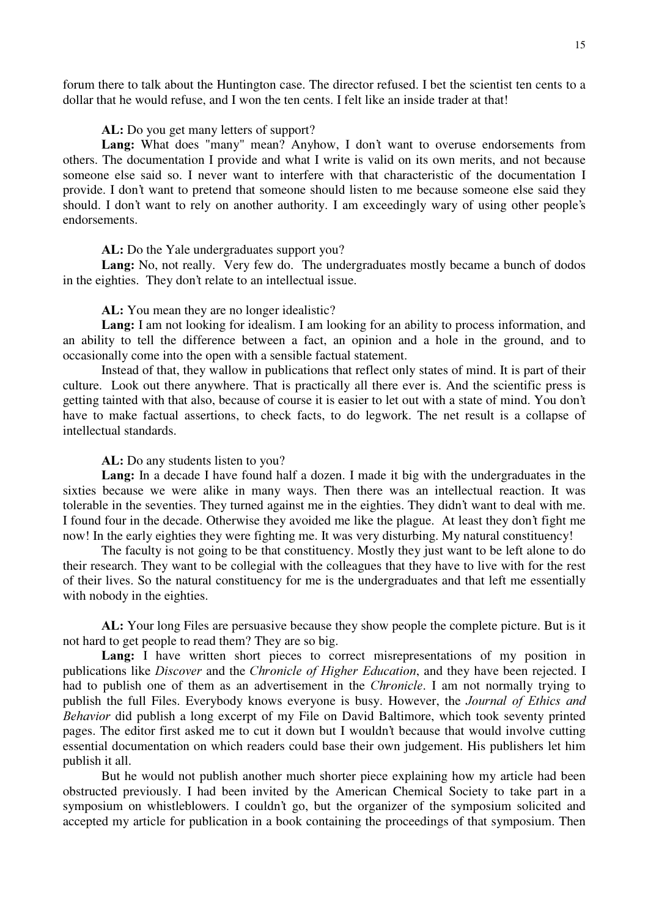forum there to talk about the Huntington case. The director refused. I bet the scientist ten cents to a dollar that he would refuse, and I won the ten cents. I felt like an inside trader at that!

**AL:** Do you get many letters of support?

**Lang:** What does "many" mean? Anyhow, I don't want to overuse endorsements from others. The documentation I provide and what I write is valid on its own merits, and not because someone else said so. I never want to interfere with that characteristic of the documentation I provide. I don't want to pretend that someone should listen to me because someone else said they should. I don't want to rely on another authority. I am exceedingly wary of using other people's endorsements.

**AL:** Do the Yale undergraduates support you?

**Lang:** No, not really. Very few do. The undergraduates mostly became a bunch of dodos in the eighties. They don't relate to an intellectual issue.

**AL:** You mean they are no longer idealistic?

**Lang:** I am not looking for idealism. I am looking for an ability to process information, and an ability to tell the difference between a fact, an opinion and a hole in the ground, and to occasionally come into the open with a sensible factual statement.

Instead of that, they wallow in publications that reflect only states of mind. It is part of their culture. Look out there anywhere. That is practically all there ever is. And the scientific press is getting tainted with that also, because of course it is easier to let out with a state of mind. You don't have to make factual assertions, to check facts, to do legwork. The net result is a collapse of intellectual standards.

**AL:** Do any students listen to you?

**Lang:** In a decade I have found half a dozen. I made it big with the undergraduates in the sixties because we were alike in many ways. Then there was an intellectual reaction. It was tolerable in the seventies. They turned against me in the eighties. They didn't want to deal with me. I found four in the decade. Otherwise they avoided me like the plague. At least they don't fight me now! In the early eighties they were fighting me. It was very disturbing. My natural constituency!

The faculty is not going to be that constituency. Mostly they just want to be left alone to do their research. They want to be collegial with the colleagues that they have to live with for the rest of their lives. So the natural constituency for me is the undergraduates and that left me essentially with nobody in the eighties.

**AL:** Your long Files are persuasive because they show people the complete picture. But is it not hard to get people to read them? They are so big.

**Lang:** I have written short pieces to correct misrepresentations of my position in publications like *Discover* and the *Chronicle of Higher Education*, and they have been rejected. I had to publish one of them as an advertisement in the *Chronicle*. I am not normally trying to publish the full Files. Everybody knows everyone is busy. However, the *Journal of Ethics and Behavior* did publish a long excerpt of my File on David Baltimore, which took seventy printed pages. The editor first asked me to cut it down but I wouldn't because that would involve cutting essential documentation on which readers could base their own judgement. His publishers let him publish it all.

But he would not publish another much shorter piece explaining how my article had been obstructed previously. I had been invited by the American Chemical Society to take part in a symposium on whistleblowers. I couldn't go, but the organizer of the symposium solicited and accepted my article for publication in a book containing the proceedings of that symposium. Then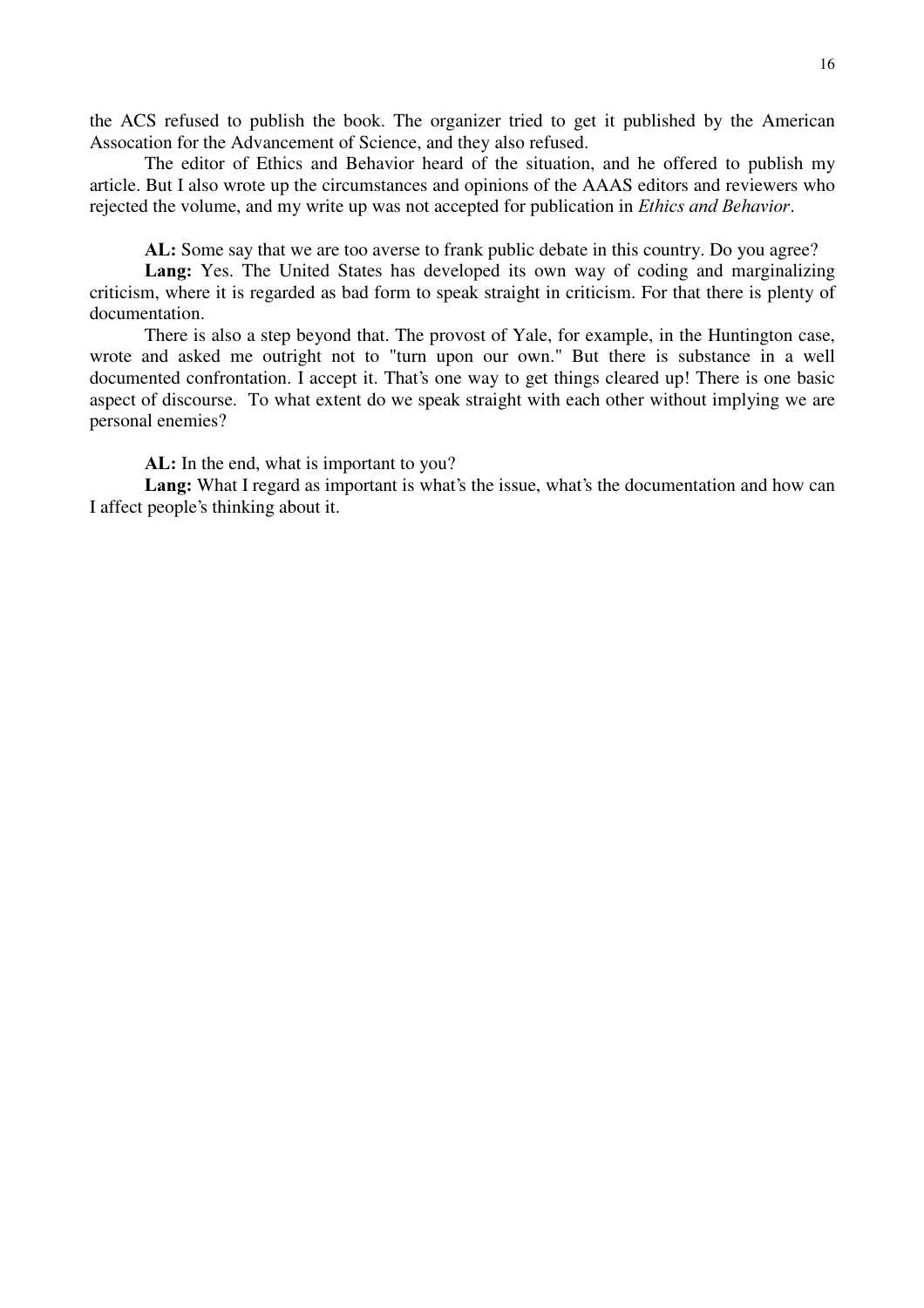the ACS refused to publish the book. The organizer tried to get it published by the American Assocation for the Advancement of Science, and they also refused.

The editor of Ethics and Behavior heard of the situation, and he offered to publish my article. But I also wrote up the circumstances and opinions of the AAAS editors and reviewers who rejected the volume, and my write up was not accepted for publication in *Ethics and Behavior*.

**AL:** Some say that we are too averse to frank public debate in this country. Do you agree?

**Lang:** Yes. The United States has developed its own way of coding and marginalizing criticism, where it is regarded as bad form to speak straight in criticism. For that there is plenty of documentation.

There is also a step beyond that. The provost of Yale, for example, in the Huntington case, wrote and asked me outright not to "turn upon our own." But there is substance in a well documented confrontation. I accept it. That's one way to get things cleared up! There is one basic aspect of discourse. To what extent do we speak straight with each other without implying we are personal enemies?

**AL:** In the end, what is important to you?

**Lang:** What I regard as important is what's the issue, what's the documentation and how can I affect people's thinking about it.